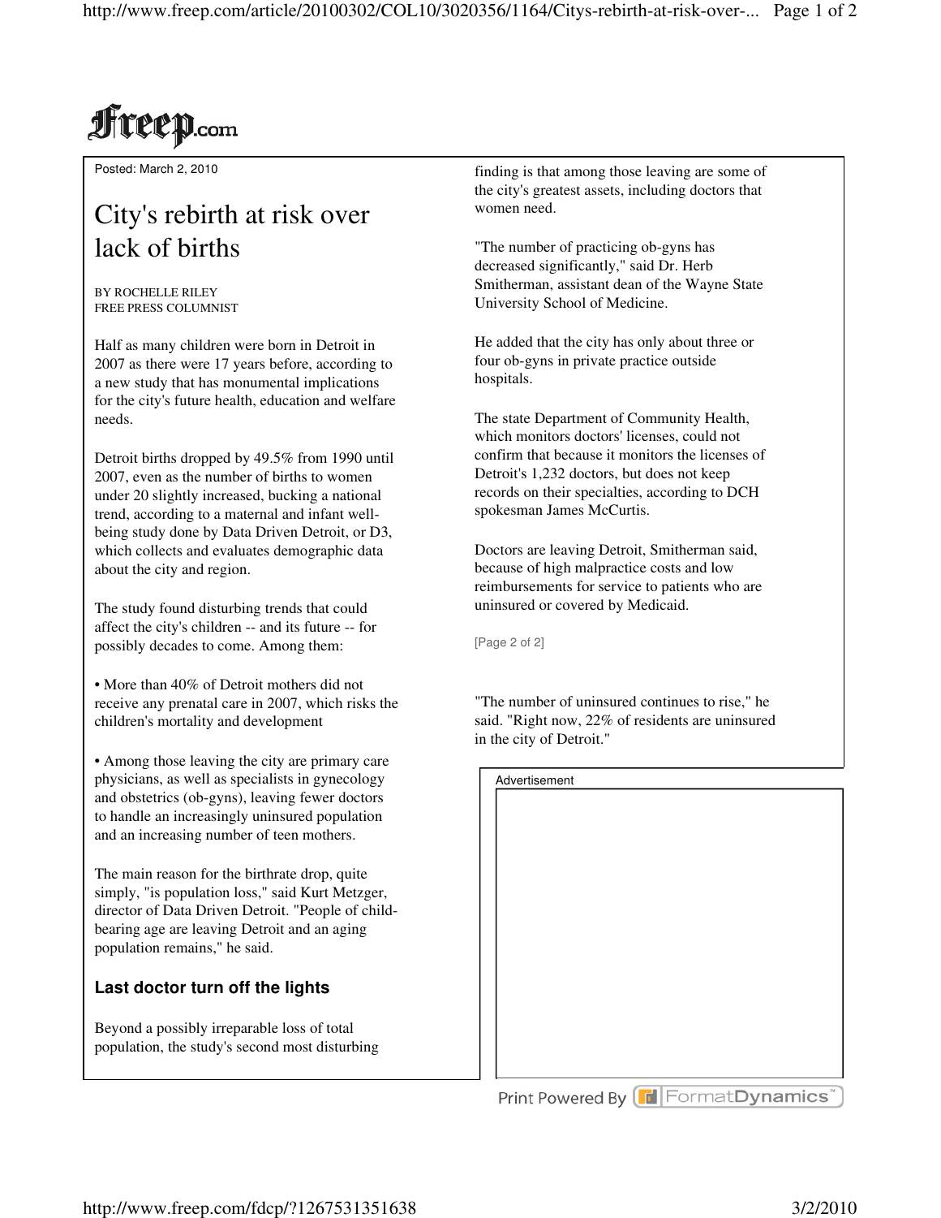Freep.com

Posted: March 2, 2010

# City's rebirth at risk over lack of births

BY ROCHELLE RILEY
FREE PRESS COLUMNIST

Half as many children were born in Detroit in 2007 as there were 17 years before, according to a new study that has monumental implications for the city's future health, education and welfare needs.

Detroit births dropped by 49.5% from 1990 until 2007, even as the number of births to women under 20 slightly increased, bucking a national trend, according to a maternal and infant well-being study done by Data Driven Detroit, or D3, which collects and evaluates demographic data about the city and region.

The study found disturbing trends that could affect the city's children -- and its future -- for possibly decades to come. Among them:

- More than 40% of Detroit mothers did not receive any prenatal care in 2007, which risks the children's mortality and development

- Among those leaving the city are primary care physicians, as well as specialists in gynecology and obstetrics (ob-gyns), leaving fewer doctors to handle an increasingly uninsured population and an increasing number of teen mothers.

The main reason for the birthrate drop, quite simply, "is population loss," said Kurt Metzger, director of Data Driven Detroit. "People of child-bearing age are leaving Detroit and an aging population remains," he said.

### Last doctor turn off the lights

Beyond a possibly irreparable loss of total population, the study's second most disturbing finding is that among those leaving are some of the city's greatest assets, including doctors that women need.

"The number of practicing ob-gyns has decreased significantly," said Dr. Herb Smitherman, assistant dean of the Wayne State University School of Medicine.

He added that the city has only about three or four ob-gyns in private practice outside hospitals.

The state Department of Community Health, which monitors doctors' licenses, could not confirm that because it monitors the licenses of Detroit's 1,232 doctors, but does not keep records on their specialties, according to DCH spokesman James McCurtis.

Doctors are leaving Detroit, Smitherman said, because of high malpractice costs and low reimbursements for service to patients who are uninsured or covered by Medicaid.

[Page 2 of 2]

"The number of uninsured continues to rise," he said. "Right now, 22% of residents are uninsured in the city of Detroit."

Advertisement

Print Powered By FormatDynamics™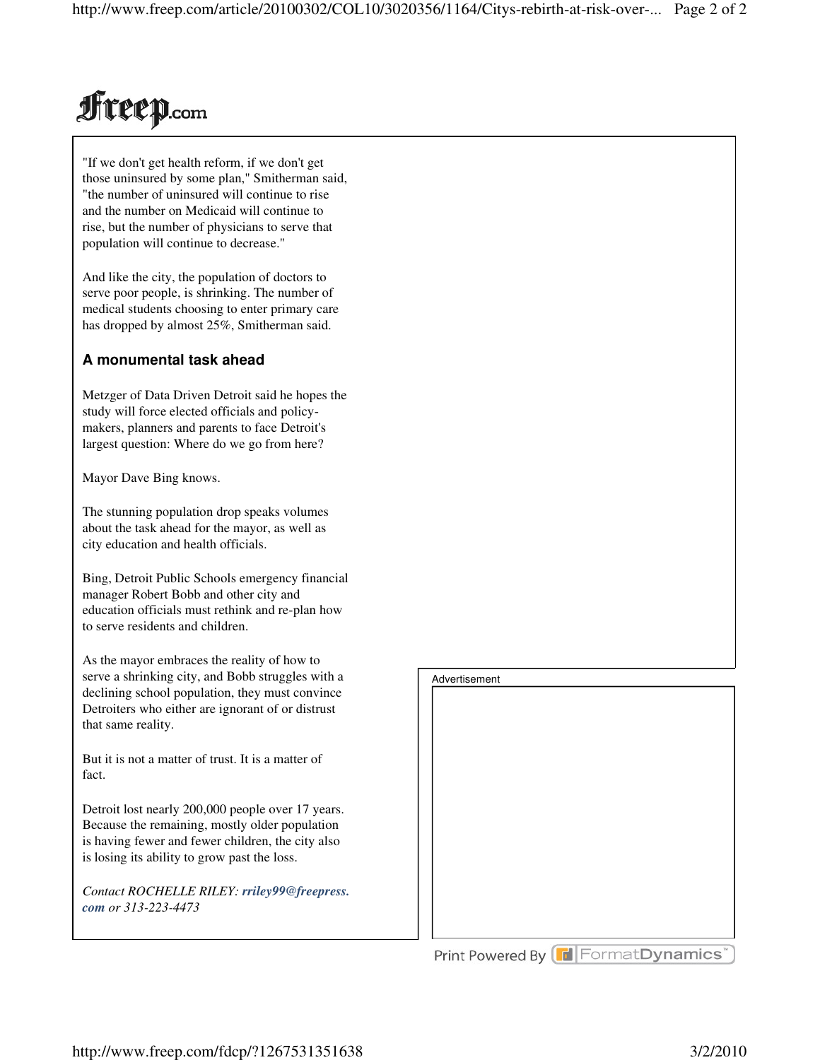"If we don't get health reform, if we don't get those uninsured by some plan," Smitherman said, "the number of uninsured will continue to rise and the number on Medicaid will continue to rise, but the number of physicians to serve that population will continue to decrease."

And like the city, the population of doctors to serve poor people, is shrinking. The number of medical students choosing to enter primary care has dropped by almost 25%, Smitherman said.

### A monumental task ahead

Metzger of Data Driven Detroit said he hopes the study will force elected officials and policy-makers, planners and parents to face Detroit's largest question: Where do we go from here?

Mayor Dave Bing knows.

The stunning population drop speaks volumes about the task ahead for the mayor, as well as city education and health officials.

Bing, Detroit Public Schools emergency financial manager Robert Bobb and other city and education officials must rethink and re-plan how to serve residents and children.

As the mayor embraces the reality of how to serve a shrinking city, and Bobb struggles with a declining school population, they must convince Detroiters who either are ignorant of or distrust that same reality.

But it is not a matter of trust. It is a matter of fact.

Detroit lost nearly 200,000 people over 17 years. Because the remaining, mostly older population is having fewer and fewer children, the city also is losing its ability to grow past the loss.

*Contact ROCHELLE RILEY: **rriley99@freepress.com** or 313-223-4473*